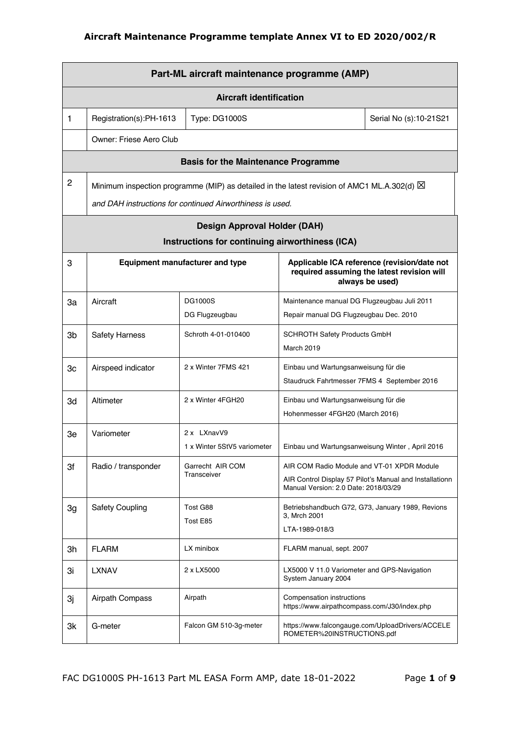| Part-ML aircraft maintenance programme (AMP) | | | |
|---|---|---|---|
| **Aircraft identification** | | | |
| 1 | Registration(s):PH-1613 | Type: DG1000S | Serial No (s):10-21S21 |
| | Owner: Friese Aero Club | | |
| **Basis for the Maintenance Programme** | | | |
| 2 | Minimum inspection programme (MIP) as detailed in the latest revision of AMC1 ML.A.302(d) ☒ *and DAH instructions for continued Airworthiness is used.* | | |

| **Design Approval Holder (DAH) Instructions for continuing airworthiness (ICA)** | | | |
|---|---|---|---|
| 3 | **Equipment manufacturer and type** | | **Applicable ICA reference (revision/date not required assuming the latest revision will always be used)** |
| 3a | Aircraft | DG1000S<br>DG Flugzeugbau | Maintenance manual DG Flugzeugbau Juli 2011<br>Repair manual DG Flugzeugbau Dec. 2010 |
| 3b | Safety Harness | Schroth 4-01-010400 | SCHROTH Safety Products GmbH<br>March 2019 |
| 3c | Airspeed indicator | 2 x Winter 7FMS 421 | Einbau und Wartungsanweisung für die<br>Staudruck Fahrtmesser 7FMS 4 September 2016 |
| 3d | Altimeter | 2 x Winter 4FGH20 | Einbau und Wartungsanweisung für die<br>Hohenmesser 4FGH20 (March 2016) |
| 3e | Variometer | 2 x LXnavV9<br>1 x Winter 5StV5 variometer | Einbau und Wartungsanweisung Winter , April 2016 |
| 3f | Radio / transponder | Garrecht AIR COM Transceiver | AIR COM Radio Module and VT-01 XPDR Module<br>AIR Control Display 57 Pilot's Manual and Installationn Manual Version: 2.0 Date: 2018/03/29 |
| 3g | Safety Coupling | Tost G88<br>Tost E85 | Betriebshandbuch G72, G73, January 1989, Revions 3, Mrch 2001<br>LTA-1989-018/3 |
| 3h | FLARM | LX minibox | FLARM manual, sept. 2007 |
| 3i | LXNAV | 2 x LX5000 | LX5000 V 11.0 Variometer and GPS-Navigation System January 2004 |
| 3j | Airpath Compass | Airpath | Compensation instructions<br>https://www.airpathcompass.com/J30/index.php |
| 3k | G-meter | Falcon GM 510-3g-meter | https://www.falcongauge.com/UploadDrivers/ACCELEROMETER%20INSTRUCTIONS.pdf |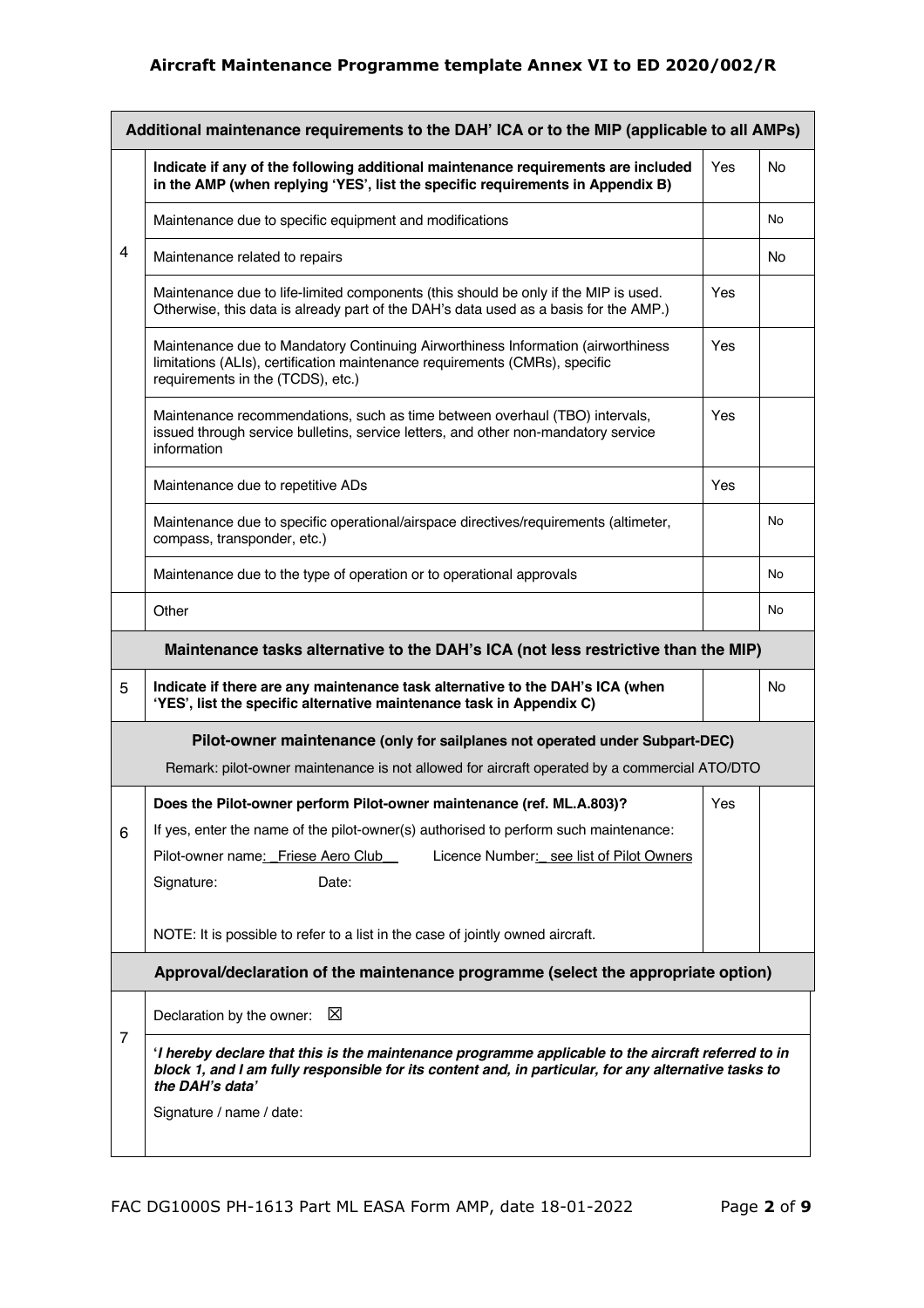| | Additional maintenance requirements to the DAH' ICA or to the MIP (applicable to all AMPs) | | |
|---|---|---|---|
| 4 | **Indicate if any of the following additional maintenance requirements are included in the AMP (when replying 'YES', list the specific requirements in Appendix B)** | Yes | No |
| | Maintenance due to specific equipment and modifications | | No |
| | Maintenance related to repairs | | No |
| | Maintenance due to life-limited components (this should be only if the MIP is used. Otherwise, this data is already part of the DAH's data used as a basis for the AMP.) | Yes | |
| | Maintenance due to Mandatory Continuing Airworthiness Information (airworthiness limitations (ALIs), certification maintenance requirements (CMRs), specific requirements in the (TCDS), etc.) | Yes | |
| | Maintenance recommendations, such as time between overhaul (TBO) intervals, issued through service bulletins, service letters, and other non-mandatory service information | Yes | |
| | Maintenance due to repetitive ADs | Yes | |
| | Maintenance due to specific operational/airspace directives/requirements (altimeter, compass, transponder, etc.) | | No |
| | Maintenance due to the type of operation or to operational approvals | | No |
| | Other | | No |

| | Maintenance tasks alternative to the DAH's ICA (not less restrictive than the MIP) | | |
|---|---|---|---|
| 5 | **Indicate if there are any maintenance task alternative to the DAH's ICA (when 'YES', list the specific alternative maintenance task in Appendix C)** | | No |

| | Pilot-owner maintenance (only for sailplanes not operated under Subpart-DEC)<br>Remark: pilot-owner maintenance is not allowed for aircraft operated by a commercial ATO/DTO | | |
|---|---|---|---|
| 6 | **Does the Pilot-owner perform Pilot-owner maintenance (ref. ML.A.803)?**<br>If yes, enter the name of the pilot-owner(s) authorised to perform such maintenance:<br>Pilot-owner name: _Friese Aero Club__ Licence Number: _see list of Pilot Owners<br>Signature: Date:<br><br>NOTE: It is possible to refer to a list in the case of jointly owned aircraft. | Yes | |

| | Approval/declaration of the maintenance programme (select the appropriate option) |
|---|---|
| 7 | Declaration by the owner: ☒ |
| | ***'I hereby declare that this is the maintenance programme applicable to the aircraft referred to in block 1, and I am fully responsible for its content and, in particular, for any alternative tasks to the DAH's data'***<br>Signature / name / date: |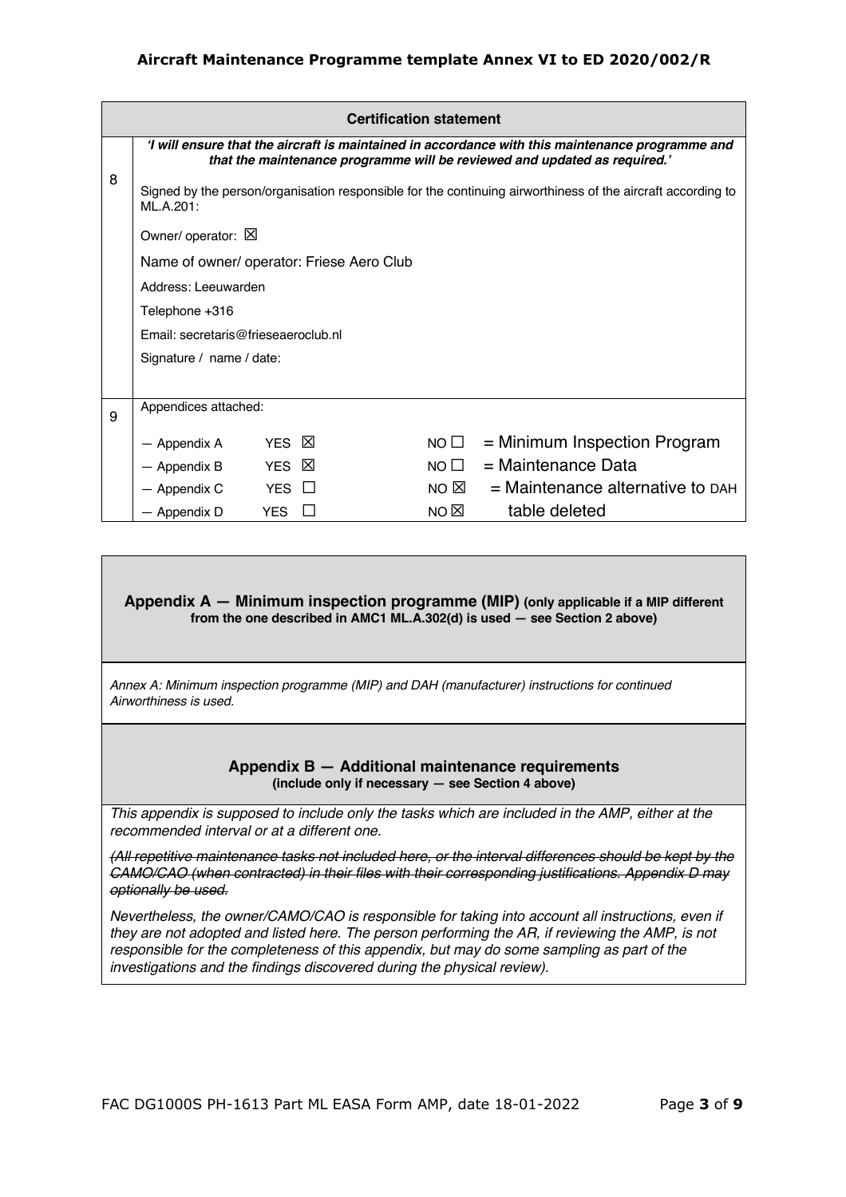| | Certification statement | | | |
|---|---|---|---|---|
| 8 | ***'I will ensure that the aircraft is maintained in accordance with this maintenance programme and that the maintenance programme will be reviewed and updated as required.'***<br><br>Signed by the person/organisation responsible for the continuing airworthiness of the aircraft according to ML.A.201:<br><br>Owner/ operator: ☒<br><br>Name of owner/ operator: Friese Aero Club<br><br>Address: Leeuwarden<br><br>Telephone +316<br><br>Email: secretaris@frieseaeroclub.nl<br><br>Signature / name / date: | | | |
| 9 | Appendices attached: | | | |
| | — Appendix A | YES ☒ | NO ☐ | = Minimum Inspection Program |
| | — Appendix B | YES ☒ | NO ☐ | = Maintenance Data |
| | — Appendix C | YES ☐ | NO ☒ | = Maintenance alternative to DAH |
| | — Appendix D | YES ☐ | NO ☒ | table deleted |

**Appendix A — Minimum inspection programme (MIP) (only applicable if a MIP different from the one described in AMC1 ML.A.302(d) is used — see Section 2 above)**

*Annex A: Minimum inspection programme (MIP) and DAH (manufacturer) instructions for continued Airworthiness is used.*

**Appendix B — Additional maintenance requirements**
**(include only if necessary — see Section 4 above)**

*This appendix is supposed to include only the tasks which are included in the AMP, either at the recommended interval or at a different one.*

*~~(All repetitive maintenance tasks not included here, or the interval differences should be kept by the CAMO/CAO (when contracted) in their files with their corresponding justifications. Appendix D may optionally be used.~~*

*Nevertheless, the owner/CAMO/CAO is responsible for taking into account all instructions, even if they are not adopted and listed here. The person performing the AR, if reviewing the AMP, is not responsible for the completeness of this appendix, but may do some sampling as part of the investigations and the findings discovered during the physical review).*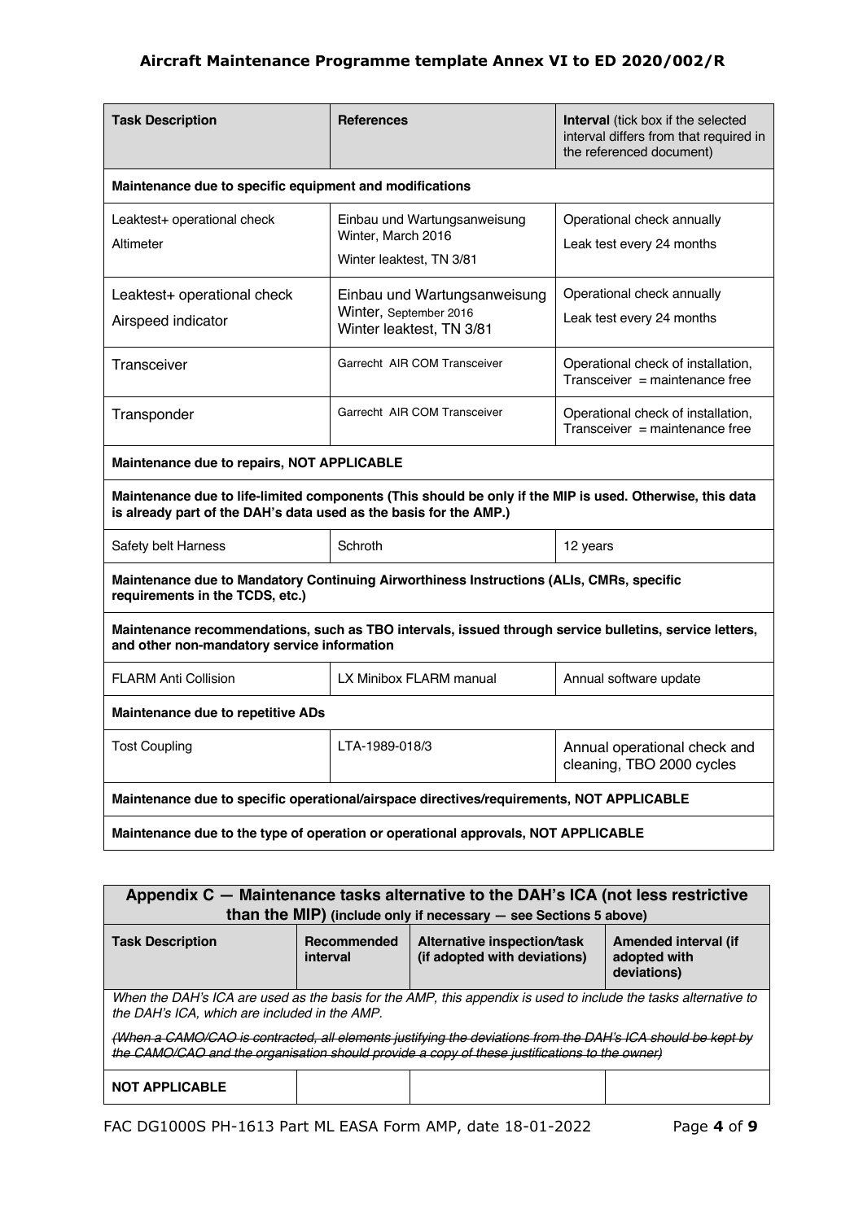| Task Description | References | **Interval** (tick box if the selected interval differs from that required in the referenced document) |
|---|---|---|
| **Maintenance due to specific equipment and modifications** | | |
| Leaktest+ operational check<br>Altimeter | Einbau und Wartungsanweisung Winter, March 2016<br>Winter leaktest, TN 3/81 | Operational check annually<br>Leak test every 24 months |
| Leaktest+ operational check<br>Airspeed indicator | Einbau und Wartungsanweisung Winter, September 2016<br>Winter leaktest, TN 3/81 | Operational check annually<br>Leak test every 24 months |
| Transceiver | Garrecht AIR COM Transceiver | Operational check of installation, Transceiver = maintenance free |
| Transponder | Garrecht AIR COM Transceiver | Operational check of installation, Transceiver = maintenance free |
| **Maintenance due to repairs, NOT APPLICABLE** | | |
| **Maintenance due to life-limited components (This should be only if the MIP is used. Otherwise, this data is already part of the DAH's data used as the basis for the AMP.)** | | |
| Safety belt Harness | Schroth | 12 years |
| **Maintenance due to Mandatory Continuing Airworthiness Instructions (ALIs, CMRs, specific requirements in the TCDS, etc.)** | | |
| **Maintenance recommendations, such as TBO intervals, issued through service bulletins, service letters, and other non-mandatory service information** | | |
| FLARM Anti Collision | LX Minibox FLARM manual | Annual software update |
| **Maintenance due to repetitive ADs** | | |
| Tost Coupling | LTA-1989-018/3 | Annual operational check and cleaning, TBO 2000 cycles |
| **Maintenance due to specific operational/airspace directives/requirements, NOT APPLICABLE** | | |
| **Maintenance due to the type of operation or operational approvals, NOT APPLICABLE** | | |

| **Appendix C — Maintenance tasks alternative to the DAH's ICA (not less restrictive than the MIP)** (include only if necessary — see Sections 5 above) | | | |
|---|---|---|---|
| **Task Description** | **Recommended interval** | **Alternative inspection/task (if adopted with deviations)** | **Amended interval (if adopted with deviations)** |
| *When the DAH's ICA are used as the basis for the AMP, this appendix is used to include the tasks alternative to the DAH's ICA, which are included in the AMP.* | | | |
| ~~*(When a CAMO/CAO is contracted, all elements justifying the deviations from the DAH's ICA should be kept by the CAMO/CAO and the organisation should provide a copy of these justifications to the owner)*~~ | | | |
| **NOT APPLICABLE** | | | |

FAC DG1000S PH-1613 Part ML EASA Form AMP, date 18-01-2022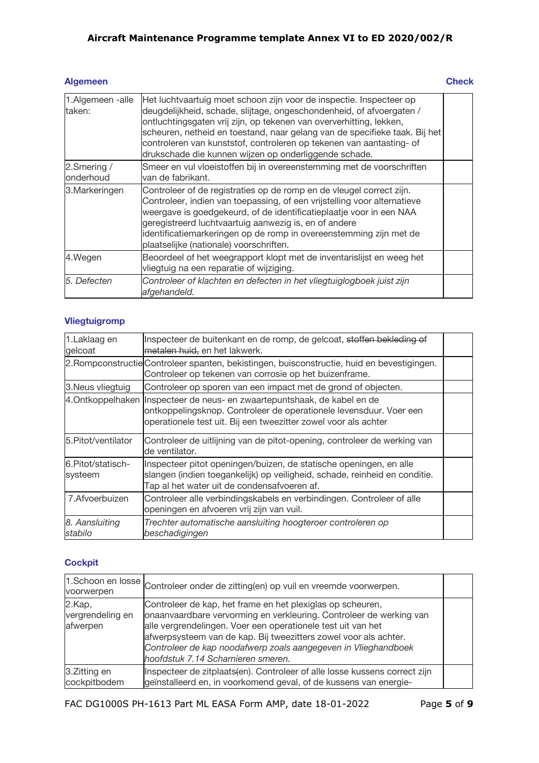## Algemeen

| | | Check |
|---|---|---|
| 1.Algemeen -alle taken: | Het luchtvaartuig moet schoon zijn voor de inspectie. Inspecteer op deugdelijkheid, schade, slijtage, ongeschondenheid, of afvoergaten / ontluchtingsgaten vrij zijn, op tekenen van oververhitting, lekken, scheuren, netheid en toestand, naar gelang van de specifieke taak. Bij het controleren van kunststof, controleren op tekenen van aantasting- of drukschade die kunnen wijzen op onderliggende schade. | |
| 2.Smering / onderhoud | Smeer en vul vloeistoffen bij in overeenstemming met de voorschriften van de fabrikant. | |
| 3.Markeringen | Controleer of de registraties op de romp en de vleugel correct zijn. Controleer, indien van toepassing, of een vrijstelling voor alternatieve weergave is goedgekeurd, of de identificatieplaatje voor in een NAA geregistreerd luchtvaartuig aanwezig is, en of andere identificatiemarkeringen op de romp in overeenstemming zijn met de plaatselijke (nationale) voorschriften. | |
| 4.Wegen | Beoordeel of het weegrapport klopt met de inventarislijst en weeg het vliegtuig na een reparatie of wijziging. | |
| *5. Defecten* | *Controleer of klachten en defecten in het vliegtuiglogboek juist zijn afgehandeld.* | |

## Vliegtuigromp

| | | |
|---|---|---|
| 1.Laklaag en gelcoat | Inspecteer de buitenkant en de romp, de gelcoat, ~~stoffen bekleding of metalen huid,~~ en het lakwerk. | |
| 2.Rompconstructie | Controleer spanten, bekistingen, buisconstructie, huid en bevestigingen. Controleer op tekenen van corrosie op het buizenframe. | |
| 3.Neus vliegtuig | Controleer op sporen van een impact met de grond of objecten. | |
| 4.Ontkoppelhaken | Inspecteer de neus- en zwaartepuntshaak, de kabel en de ontkoppelingsknop. Controleer de operationele levensduur. Voer een operationele test uit. Bij een tweezitter zowel voor als achter | |
| 5.Pitot/ventilator | Controleer de uitlijning van de pitot-opening, controleer de werking van de ventilator. | |
| 6.Pitot/statisch-systeem | Inspecteer pitot openingen/buizen, de statische openingen, en alle slangen (indien toegankelijk) op veiligheid, schade, reinheid en conditie. Tap al het water uit de condensafvoeren af. | |
| 7.Afvoerbuizen | Controleer alle verbindingskabels en verbindingen. Controleer of alle openingen en afvoeren vrij zijn van vuil. | |
| *8. Aansluiting stabilo* | *Trechter automatische aansluiting hoogteroer controleren op beschadigingen* | |

## Cockpit

| | | |
|---|---|---|
| 1.Schoon en losse voorwerpen | Controleer onder de zitting(en) op vuil en vreemde voorwerpen. | |
| 2.Kap, vergrendeling en afwerpen | Controleer de kap, het frame en het plexiglas op scheuren, onaanvaardbare vervorming en verkleuring. Controleer de werking van alle vergrendelingen. Voer een operationele test uit van het afwerpsysteem van de kap. Bij tweezitters zowel voor als achter. *Controleer de kap noodafwerp zoals aangegeven in Vlieghandboek hoofdstuk 7.14 Scharnieren smeren.* | |
| 3.Zitting en cockpitbodem | Inspecteer de zitplaats~~(~~en). Controleer of alle losse kussens correct zijn geïnstalleerd en, in voorkomend geval, of de kussens van energie- | |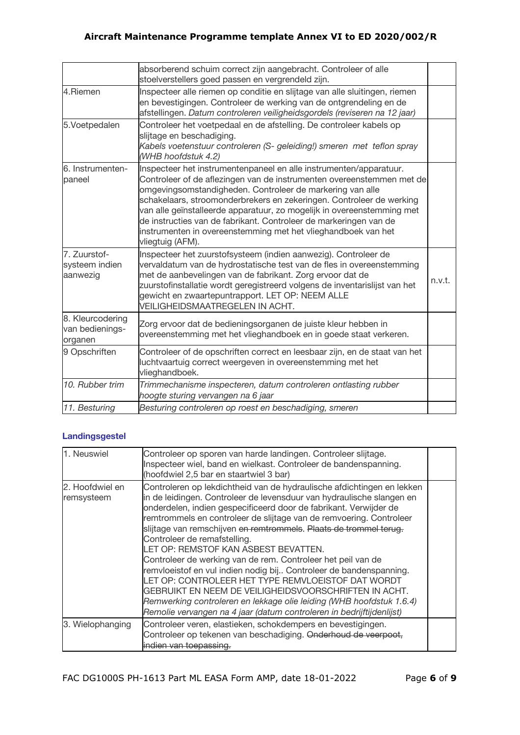| | | |
|---|---|---|
| | absorberend schuim correct zijn aangebracht. Controleer of alle stoelverstellers goed passen en vergrendeld zijn. | |
| 4.Riemen | Inspecteer alle riemen op conditie en slijtage van alle sluitingen, riemen en bevestigingen. Controleer de werking van de ontgrendeling en de afstellingen. *Datum controleren veiligheidsgordels (reviseren na 12 jaar)* | |
| 5.Voetpedalen | Controleer het voetpedaal en de afstelling. De controleer kabels op slijtage en beschadiging.<br>*Kabels voetenstuur controleren (S- geleiding!) smeren met teflon spray (WHB hoofdstuk 4.2)* | |
| 6. Instrumenten-paneel | Inspecteer het instrumentenpaneel en alle instrumenten/apparatuur. Controleer of de aflezingen van de instrumenten overeenstemmen met de omgevingsomstandigheden. Controleer de markering van alle schakelaars, stroomonderbrekers en zekeringen. Controleer de werking van alle geïnstalleerde apparatuur, zo mogelijk in overeenstemming met de instructies van de fabrikant. Controleer de markeringen van de instrumenten in overeenstemming met het vlieghandboek van het vliegtuig (AFM). | |
| 7. Zuurstof-systeem indien aanwezig | Inspecteer het zuurstofsysteem (indien aanwezig). Controleer de vervaldatum van de hydrostatische test van de fles in overeenstemming met de aanbevelingen van de fabrikant. Zorg ervoor dat de zuurstofinstallatie wordt geregistreerd volgens de inventarislijst van het gewicht en zwaartepuntrapport. LET OP: NEEM ALLE VEILIGHEIDSMAATREGELEN IN ACHT. | n.v.t. |
| 8. Kleurcodering van bedienings-organen | Zorg ervoor dat de bedieningsorganen de juiste kleur hebben in overeenstemming met het vlieghandboek en in goede staat verkeren. | |
| 9 Opschriften | Controleer of de opschriften correct en leesbaar zijn, en de staat van het luchtvaartuig correct weergeven in overeenstemming met het vlieghandboek. | |
| *10. Rubber trim* | *Trimmechanisme inspecteren, datum controleren ontlasting rubber hoogte sturing vervangen na 6 jaar* | |
| *11. Besturing* | *Besturing controleren op roest en beschadiging, smeren* | |

### Landingsgestel

| | | |
|---|---|---|
| 1. Neuswiel | Controleer op sporen van harde landingen. Controleer slijtage. Inspecteer wiel, band en wielkast. Controleer de bandenspanning. (hoofdwiel 2,5 bar en staartwiel 3 bar) | |
| 2. Hoofdwiel en remsysteem | Controleren op lekdichtheid van de hydraulische afdichtingen en lekken in de leidingen. Controleer de levensduur van hydraulische slangen en onderdelen, indien gespecificeerd door de fabrikant. Verwijder de remtrommels en controleer de slijtage van de remvoering. Controleer slijtage van remschijven ~~en remtrommels. Plaats de trommel terug.~~ Controleer de remafstelling.<br>LET OP: REMSTOF KAN ASBEST BEVATTEN.<br>Controleer de werking van de rem. Controleer het peil van de remvloeistof en vul indien nodig bij.. Controleer de bandenspanning.<br>LET OP: CONTROLEER HET TYPE REMVLOEISTOF DAT WORDT GEBRUIKT EN NEEM DE VEILIGHEIDSVOORSCHRIFTEN IN ACHT.<br>*Remwerking controleren en lekkage olie leiding (WHB hoofdstuk 1.6.4)*<br>*Remolie vervangen na 4 jaar (datum controleren in bedrijftijdenlijst)* | |
| 3. Wielophanging | Controleer veren, elastieken, schokdempers en bevestigingen. Controleer op tekenen van beschadiging. ~~Onderhoud de veerpoot, indien van toepassing.~~ | |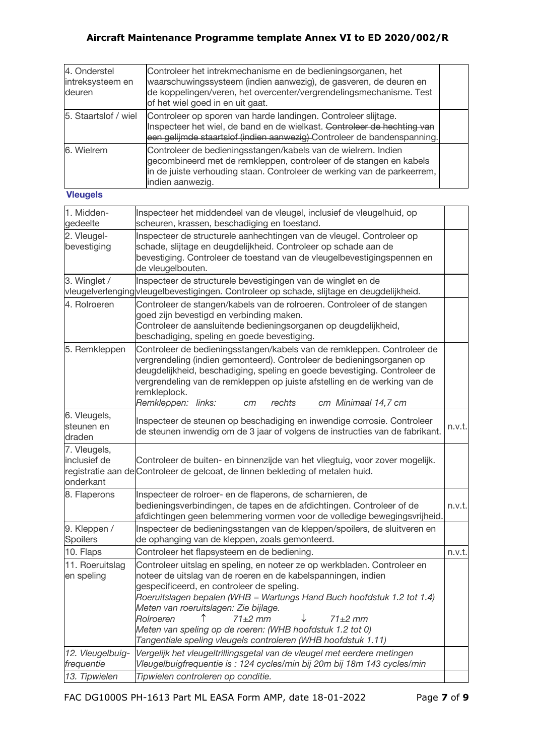| | | |
|---|---|---|
| 4. Onderstel intreksysteem en deuren | Controleer het intrekmechanisme en de bedieningsorganen, het waarschuwingssysteem (indien aanwezig), de gasveren, de deuren en de koppelingen/veren, het overcenter/vergrendelingsmechanisme. Test of het wiel goed in en uit gaat. | |
| 5. Staartslof / wiel | Controleer op sporen van harde landingen. Controleer slijtage. Inspecteer het wiel, de band en de wielkast. ~~Controleer de hechting van een gelijmde staartslof (indien aanwezig)~~ Controleer de bandenspanning. | |
| 6. Wielrem | Controleer de bedieningsstangen/kabels van de wielrem. Indien gecombineerd met de remkleppen, controleer of de stangen en kabels in de juiste verhouding staan. Controleer de werking van de parkeerrem, indien aanwezig. | |

**Vleugels**

| | | |
|---|---|---|
| 1. Midden-gedeelte | Inspecteer het middendeel van de vleugel, inclusief de vleugelhuid, op scheuren, krassen, beschadiging en toestand. | |
| 2. Vleugel-bevestiging | Inspecteer de structurele aanhechtingen van de vleugel. Controleer op schade, slijtage en deugdelijkheid. Controleer op schade aan de bevestiging. Controleer de toestand van de vleugelbevestigingspennen en de vleugelbouten. | |
| 3. Winglet / vleugelverlenging | Inspecteer de structurele bevestigingen van de winglet en de vleugelbevestigingen. Controleer op schade, slijtage en deugdelijkheid. | |
| 4. Rolroeren | Controleer de stangen/kabels van de rolroeren. Controleer of de stangen goed zijn bevestigd en verbinding maken.<br>Controleer de aansluitende bedieningsorganen op deugdelijkheid, beschadiging, speling en goede bevestiging. | |
| 5. Remkleppen | Controleer de bedieningsstangen/kabels van de remkleppen. Controleer de vergrendeling (indien gemonteerd). Controleer de bedieningsorganen op deugdelijkheid, beschadiging, speling en goede bevestiging. Controleer de vergrendeling van de remkleppen op juiste afstelling en de werking van de remkleplock.<br>*Remkleppen: links: cm rechts cm Minimaal 14,7 cm* | |
| 6. Vleugels, steunen en draden | Inspecteer de steunen op beschadiging en inwendige corrosie. Controleer de steunen inwendig om de 3 jaar of volgens de instructies van de fabrikant. | n.v.t. |
| 7. Vleugels, inclusief de registratie aan de onderkant | Controleer de buiten- en binnenzijde van het vliegtuig, voor zover mogelijk. Controleer de gelcoat, ~~de linnen bekleding of metalen huid~~. | |
| 8. Flaperons | Inspecteer de rolroer- en de flaperons, de scharnieren, de bedieningsverbindingen, de tapes en de afdichtingen. Controleer of de afdichtingen geen belemmering vormen voor de volledige bewegingsvrijheid. | n.v.t. |
| 9. Kleppen / Spoilers | Inspecteer de bedieningsstangen van de kleppen/spoilers, de sluitveren en de ophanging van de kleppen, zoals gemonteerd. | |
| 10. Flaps | Controleer het flapsysteem en de bediening. | n.v.t. |
| 11. Roeruitslag en speling | Controleer uitslag en speling, en noteer ze op werkbladen. Controleer en noteer de uitslag van de roeren en de kabelspanningen, indien gespecificeerd, en controleer de speling.<br>*Roeruitslagen bepalen (WHB = Wartungs Hand Buch hoofdstuk 1.2 tot 1.4)*<br>*Meten van roeruitslagen: Zie bijlage.*<br>*Rolroeren ↑ 71±2 mm ↓ 71±2 mm*<br>*Meten van speling op de roeren: (WHB hoofdstuk 1.2 tot 0)*<br>*Tangentiale speling vleugels controleren (WHB hoofdstuk 1.11)* | |
| *12. Vleugelbuig-frequentie* | *Vergelijk het vleugeltrillingsgetal van de vleugel met eerdere metingen*<br>*Vleugelbuigfrequentie is : 124 cycles/min bij 20m bij 18m 143 cycles/min* | |
| *13. Tipwielen* | *Tipwielen controleren op conditie.* | |

FAC DG1000S PH-1613 Part ML EASA Form AMP, date 18-01-2022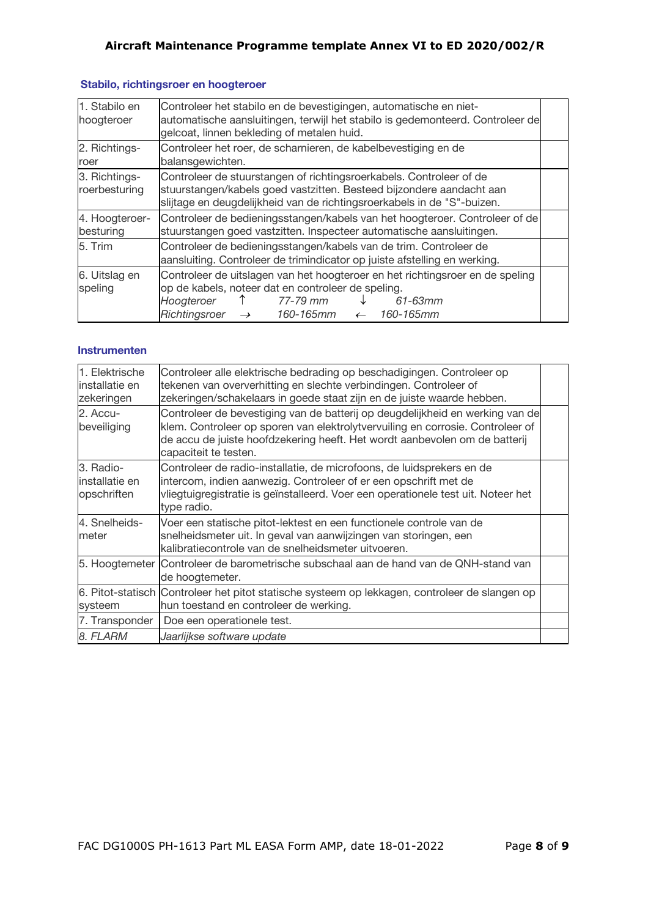### Stabilo, richtingsroer en hoogteroer

| | | |
|---|---|---|
| 1. Stabilo en hoogteroer | Controleer het stabilo en de bevestigingen, automatische en niet-automatische aansluitingen, terwijl het stabilo is gedemonteerd. Controleer de gelcoat, linnen bekleding of metalen huid. | |
| 2. Richtings-roer | Controleer het roer, de scharnieren, de kabelbevestiging en de balansgewichten. | |
| 3. Richtings-roerbesturing | Controleer de stuurstangen of richtingsroerkabels. Controleer of de stuurstangen/kabels goed vastzitten. Besteed bijzondere aandacht aan slijtage en deugdelijkheid van de richtingsroerkabels in de "S"-buizen. | |
| 4. Hoogteroer-besturing | Controleer de bedieningsstangen/kabels van het hoogteroer. Controleer of de stuurstangen goed vastzitten. Inspecteer automatische aansluitingen. | |
| 5. Trim | Controleer de bedieningsstangen/kabels van de trim. Controleer de aansluiting. Controleer de trimindicator op juiste afstelling en werking. | |
| 6. Uitslag en speling | Controleer de uitslagen van het hoogteroer en het richtingsroer en de speling op de kabels, noteer dat en controleer de speling.<br>*Hoogteroer* ↑ *77-79 mm* ↓ *61-63mm*<br>*Richtingsroer* → *160-165mm* ← *160-165mm* | |

### Instrumenten

| | | |
|---|---|---|
| 1. Elektrische installatie en zekeringen | Controleer alle elektrische bedrading op beschadigingen. Controleer op tekenen van oververhitting en slechte verbindingen. Controleer of zekeringen/schakelaars in goede staat zijn en de juiste waarde hebben. | |
| 2. Accu-beveiliging | Controleer de bevestiging van de batterij op deugdelijkheid en werking van de klem. Controleer op sporen van elektrolytvervuiling en corrosie. Controleer of de accu de juiste hoofdzekering heeft. Het wordt aanbevolen om de batterij capaciteit te testen. | |
| 3. Radio-installatie en opschriften | Controleer de radio-installatie, de microfoons, de luidsprekers en de intercom, indien aanwezig. Controleer of er een opschrift met de vliegtuigregistratie is geïnstalleerd. Voer een operationele test uit. Noteer het type radio. | |
| 4. Snelheids-meter | Voer een statische pitot-lektest en een functionele controle van de snelheidsmeter uit. In geval van aanwijzingen van storingen, een kalibratiecontrole van de snelheidsmeter uitvoeren. | |
| 5. Hoogtemeter | Controleer de barometrische subschaal aan de hand van de QNH-stand van de hoogtemeter. | |
| 6. Pitot-statisch systeem | Controleer het pitot statische systeem op lekkagen, controleer de slangen op hun toestand en controleer de werking. | |
| 7. Transponder | Doe een operationele test. | |
| *8. FLARM* | *Jaarlijkse software update* | |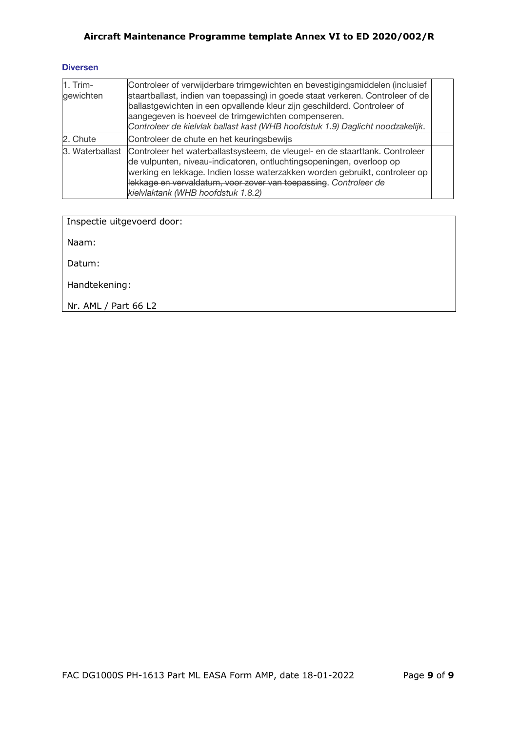### Diversen

| | | |
|---|---|---|
| 1. Trim-gewichten | Controleer of verwijderbare trimgewichten en bevestigingsmiddelen (inclusief staartballast, indien van toepassing) in goede staat verkeren. Controleer of de ballastgewichten in een opvallende kleur zijn geschilderd. Controleer of aangegeven is hoeveel de trimgewichten compenseren. *Controleer de kielvlak ballast kast (WHB hoofdstuk 1.9) Daglicht noodzakelijk*. | |
| 2. Chute | Controleer de chute en het keuringsbewijs | |
| 3. Waterballast | Controleer het waterballastsysteem, de vleugel- en de staarttank. Controleer de vulpunten, niveau-indicatoren, ontluchtingsopeningen, overloop op werking en lekkage. ~~Indien losse waterzakken worden gebruikt, controleer op lekkage en vervaldatum, voor zover van toepassing~~. *Controleer de kielvlaktank (WHB hoofdstuk 1.8.2)* | |

| |
|---|
| Inspectie uitgevoerd door: |
| Naam: |
| Datum: |
| Handtekening: |
| Nr. AML / Part 66 L2 |